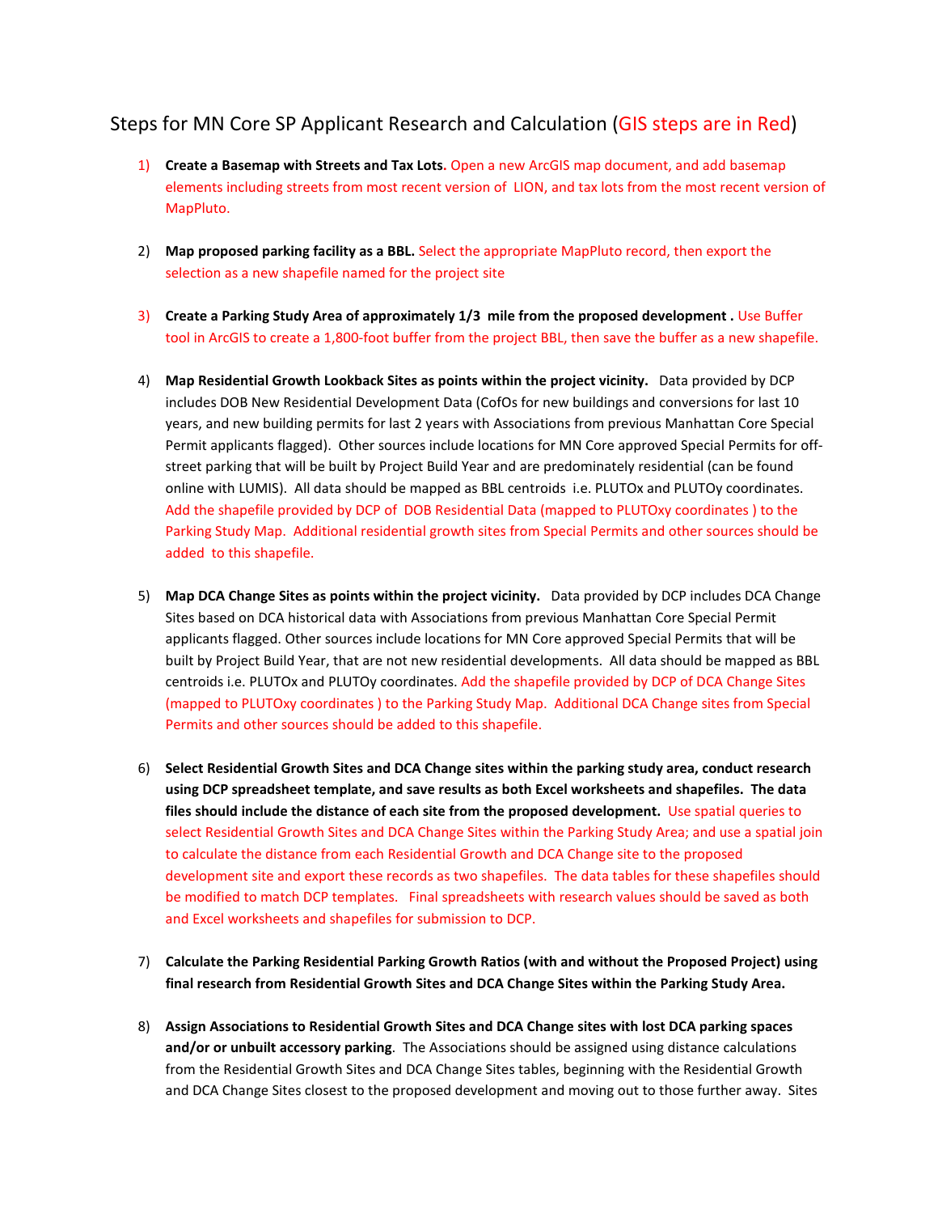# Steps for MN Core SP Applicant Research and Calculation (GIS steps are in Red)

1) **Create a Basemap with Streets and Tax Lots.** Open a new ArcGIS map document, and add basemap elements including streets from most recent version of LION, and tax lots from the most recent version of MapPluto.

2) **Map proposed parking facility as a BBL.** Select the appropriate MapPluto record, then export the selection as a new shapefile named for the project site

3) **Create a Parking Study Area of approximately 1/3 mile from the proposed development .** Use Buffer tool in ArcGIS to create a 1,800-foot buffer from the project BBL, then save the buffer as a new shapefile.

4) **Map Residential Growth Lookback Sites as points within the project vicinity.** Data provided by DCP includes DOB New Residential Development Data (CofOs for new buildings and conversions for last 10 years, and new building permits for last 2 years with Associations from previous Manhattan Core Special Permit applicants flagged). Other sources include locations for MN Core approved Special Permits for off-street parking that will be built by Project Build Year and are predominately residential (can be found online with LUMIS). All data should be mapped as BBL centroids i.e. PLUTOx and PLUTOy coordinates. Add the shapefile provided by DCP of DOB Residential Data (mapped to PLUTOxy coordinates ) to the Parking Study Map. Additional residential growth sites from Special Permits and other sources should be added to this shapefile.

5) **Map DCA Change Sites as points within the project vicinity.** Data provided by DCP includes DCA Change Sites based on DCA historical data with Associations from previous Manhattan Core Special Permit applicants flagged. Other sources include locations for MN Core approved Special Permits that will be built by Project Build Year, that are not new residential developments. All data should be mapped as BBL centroids i.e. PLUTOx and PLUTOy coordinates. Add the shapefile provided by DCP of DCA Change Sites (mapped to PLUTOxy coordinates ) to the Parking Study Map. Additional DCA Change sites from Special Permits and other sources should be added to this shapefile.

6) **Select Residential Growth Sites and DCA Change sites within the parking study area, conduct research using DCP spreadsheet template, and save results as both Excel worksheets and shapefiles. The data files should include the distance of each site from the proposed development.** Use spatial queries to select Residential Growth Sites and DCA Change Sites within the Parking Study Area; and use a spatial join to calculate the distance from each Residential Growth and DCA Change site to the proposed development site and export these records as two shapefiles. The data tables for these shapefiles should be modified to match DCP templates. Final spreadsheets with research values should be saved as both and Excel worksheets and shapefiles for submission to DCP.

7) **Calculate the Parking Residential Parking Growth Ratios (with and without the Proposed Project) using final research from Residential Growth Sites and DCA Change Sites within the Parking Study Area.**

8) **Assign Associations to Residential Growth Sites and DCA Change sites with lost DCA parking spaces and/or or unbuilt accessory parking**. The Associations should be assigned using distance calculations from the Residential Growth Sites and DCA Change Sites tables, beginning with the Residential Growth and DCA Change Sites closest to the proposed development and moving out to those further away. Sites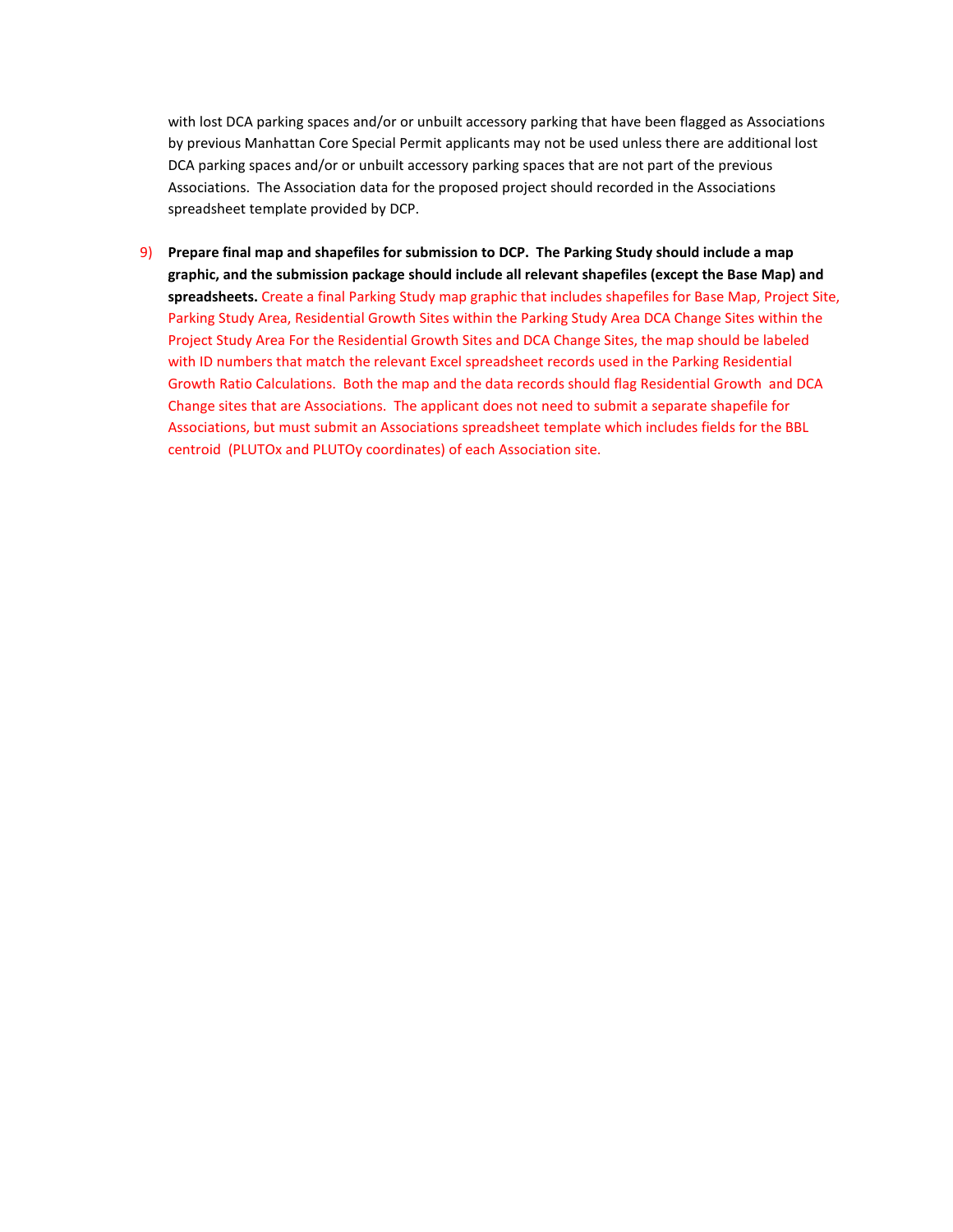with lost DCA parking spaces and/or or unbuilt accessory parking that have been flagged as Associations by previous Manhattan Core Special Permit applicants may not be used unless there are additional lost DCA parking spaces and/or or unbuilt accessory parking spaces that are not part of the previous Associations. The Association data for the proposed project should recorded in the Associations spreadsheet template provided by DCP.

9) **Prepare final map and shapefiles for submission to DCP. The Parking Study should include a map graphic, and the submission package should include all relevant shapefiles (except the Base Map) and spreadsheets.** Create a final Parking Study map graphic that includes shapefiles for Base Map, Project Site, Parking Study Area, Residential Growth Sites within the Parking Study Area DCA Change Sites within the Project Study Area For the Residential Growth Sites and DCA Change Sites, the map should be labeled with ID numbers that match the relevant Excel spreadsheet records used in the Parking Residential Growth Ratio Calculations. Both the map and the data records should flag Residential Growth and DCA Change sites that are Associations. The applicant does not need to submit a separate shapefile for Associations, but must submit an Associations spreadsheet template which includes fields for the BBL centroid (PLUTOx and PLUTOy coordinates) of each Association site.